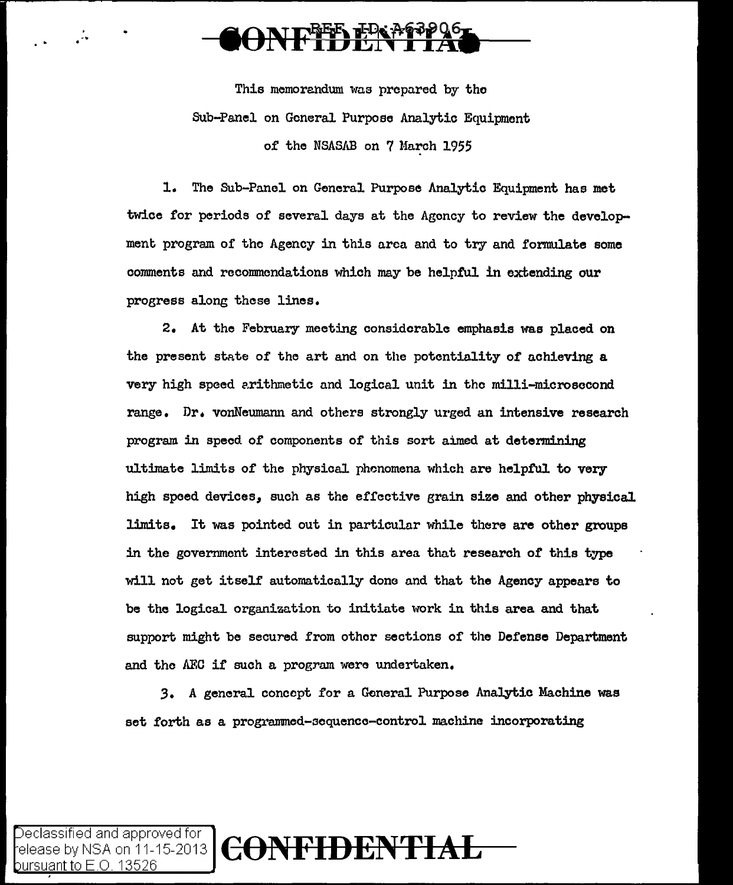This memorandum was prepared by the Sub-Panel on General Purpose Analytic Equipment of the NSASAB on 7 March 1955

1. The Sub-Panel on General Purpose Analytic Equipment has met twice for periods of several days at the Agency to review the development program of the Agency in this area and to try and formulate some comments and recommendations which may be helpful in extending our progress along these lines.

2. At the February meeting considerable emphasis was placed on the present state of the art and on the potentiality of achieving a very high speed arithmetic and logical unit in the milli-microsecond range. Dr. vonNeumann and others strongly urged an intensive research program in speed of components of this sort aimed at determining ultimate limits of the physical phenomena which are helpful to very high speed devices, such as the effective grain size and other physical limits. It was pointed out in particular while there are other groups in the government interested in this area that research of this type will not get itself automatically done and that the Agency appears to be the logical organization to initiate work in this area and that support might be secured from other sections of the Defense Department and the AEC if such a program were undertaken.

3. A general concept for a General Purpose Analytic Machine was set forth as a programmed-sequence-control machine incorporating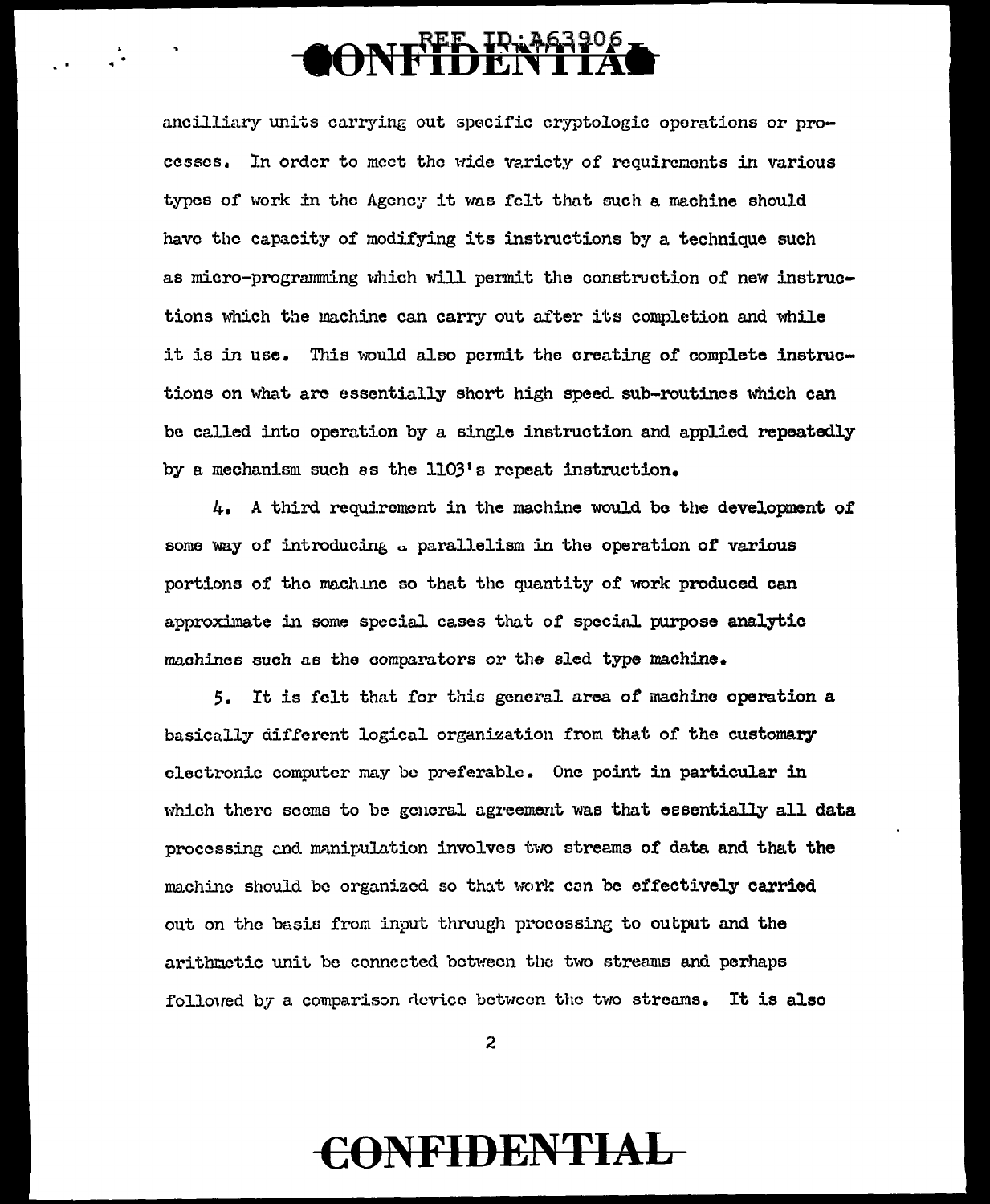ancilliary units carrying out specific cryptologic operations or processes. In order to meet the wide variety of requirements in various types of work in the Agency it was felt that such a machine should have the capacity of modifying its instructions by a technique such as micro-programming which will permit the construction of new instructions which the machine can carry out after its completion and while it is in use. This would also permit the creating of complete instructions on what are essentially short high speed sub-routines which can be called into operation by a single instruction and applied repeatedly by a mechanism such as the 1103's repeat instruction.

4. A third requirement in the machine would be the development of some way of introducing a parallelism in the operation of various portions of the machine so that the quantity of work produced can approximate in some special cases that of special purpose analytic machines such as the comparators or the sled type machine.

5. It is felt that for this general area of machine operation a basically different logical organization from that of the customary electronic computer may be preferable. One point in particular in which there seems to be general agreement was that essentially all data processing and manipulation involves two streams of data and that the machine should be organized so that work can be effectively carried out on the basis from input through processing to output and the arithmetic unit be connected between the two streams and perhaps followed by a comparison device between the two streams. It is also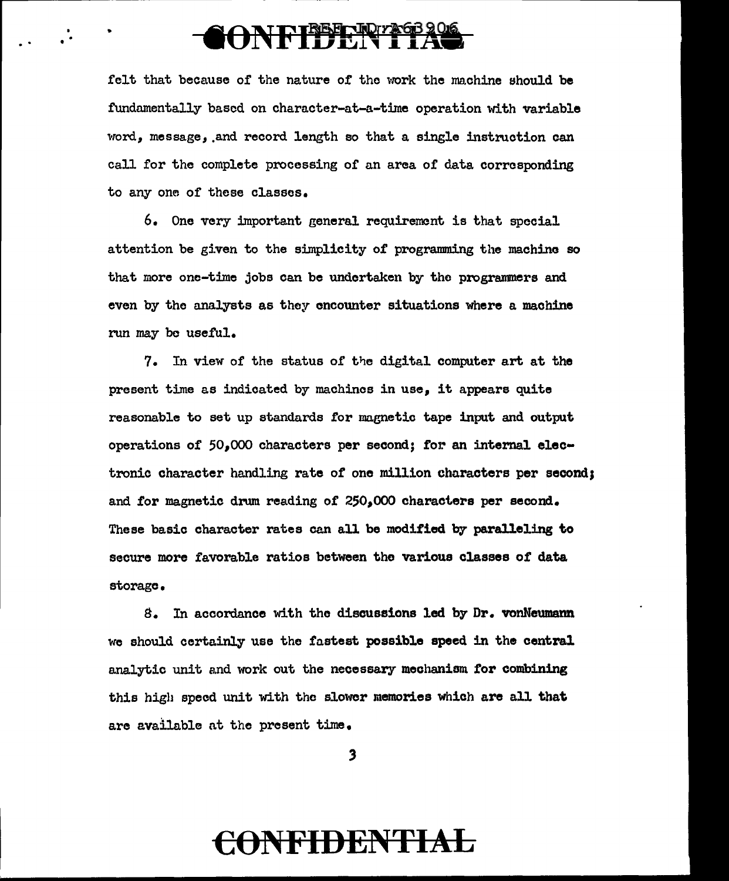felt that because of the nature of the work the machine should be fundamentally based on character-at-a-time operation with variable word, message, and record length so that a single instruction can call for the complete processing of an area of data corresponding to any one of these classes.

6. One very important general requirement is that special attention be given to the simplicity of programming the machine so that more one-time jobs can be undertaken by the programmers and even by the analysts as they encounter situations where a machine run may be useful.

7. In view of the status of the digital computer art at the present time as indicated by machines in use, it appears quite reasonable to set up standards for magnetic tape input and output operations of 50,000 characters per second; for an internal electronic character handling rate of one million characters per second; and for magnetic drum reading of 250,000 characters per second. These basic character rates can all be modified by paralleling to secure more favorable ratios between the various classes of data storage.

8. In accordance with the discussions led by Dr. vonNeumann we should certainly use the fastest possible speed in the central analytic unit and work out the necessary mechanism for combining this high speed unit with the slower memories which are all that are available at the present time.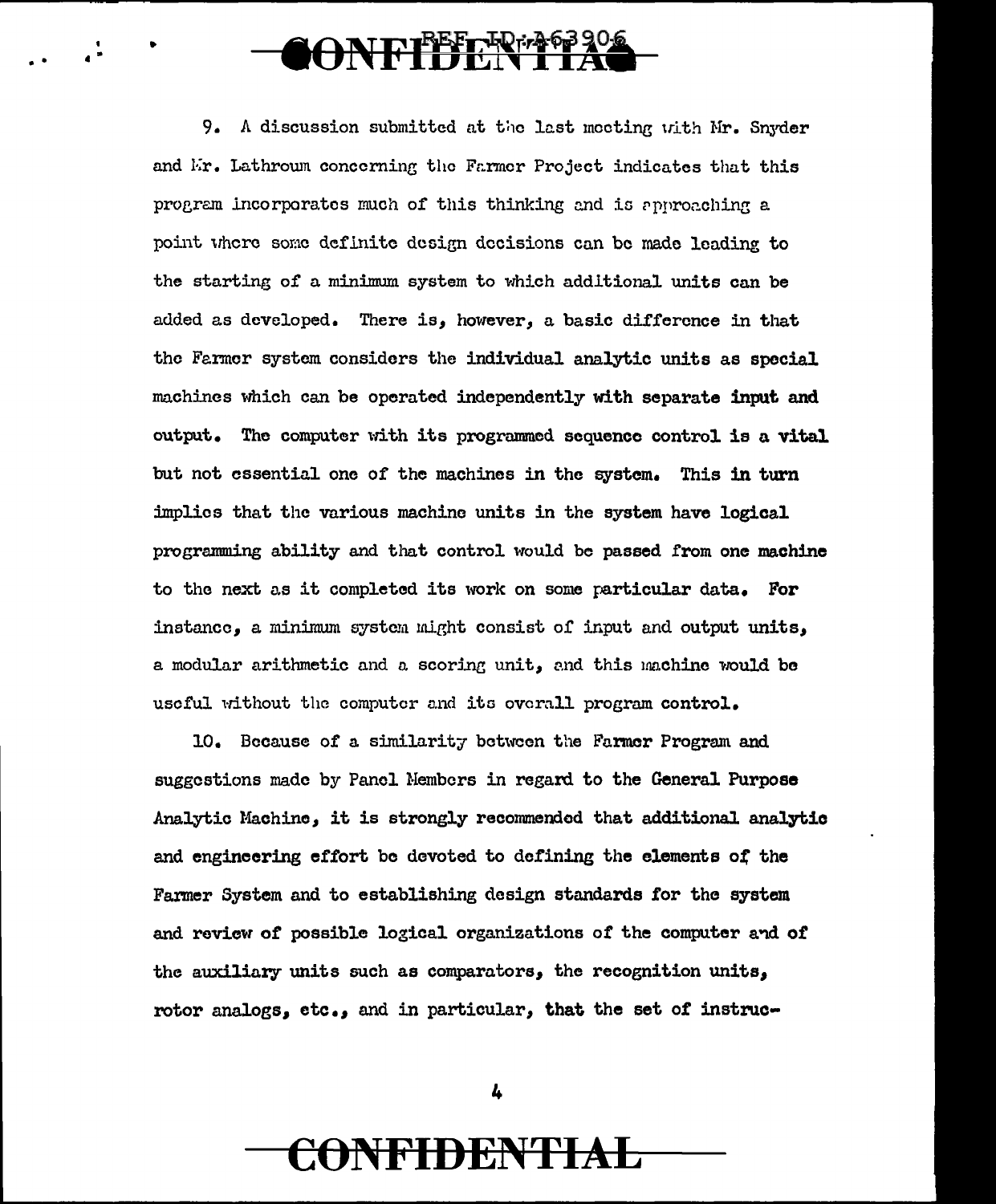9. A discussion submitted at the last meeting with Mr. Snyder and Mr. Lathroum concerning the Farmer Project indicates that this program incorporates much of this thinking and is approaching a point where some definite design decisions can be made leading to the starting of a minimum system to which additional units can be added as developed. There is, however, a basic difference in that the Farmer system considers the individual analytic units as special machines which can be operated independently with separate input and output. The computer with its programmed sequence control is a vital but not essential one of the machines in the system. This in turn implies that the various machine units in the system have logical programming ability and that control would be passed from one machine to the next as it completed its work on some particular data. For instance, a minimum system might consist of input and output units, a modular arithmetic and a scoring unit, and this machine would be useful without the computer and its overall program control.

10. Because of a similarity between the Farmer Program and suggestions made by Panel Members in regard to the General Purpose Analytic Machine, it is strongly recommended that additional analytic and engineering effort be devoted to defining the elements of the Farmer System and to establishing design standards for the system and review of possible logical organizations of the computer and of the auxiliary units such as comparators, the recognition units, rotor analogs, etc., and in particular, that the set of instruc-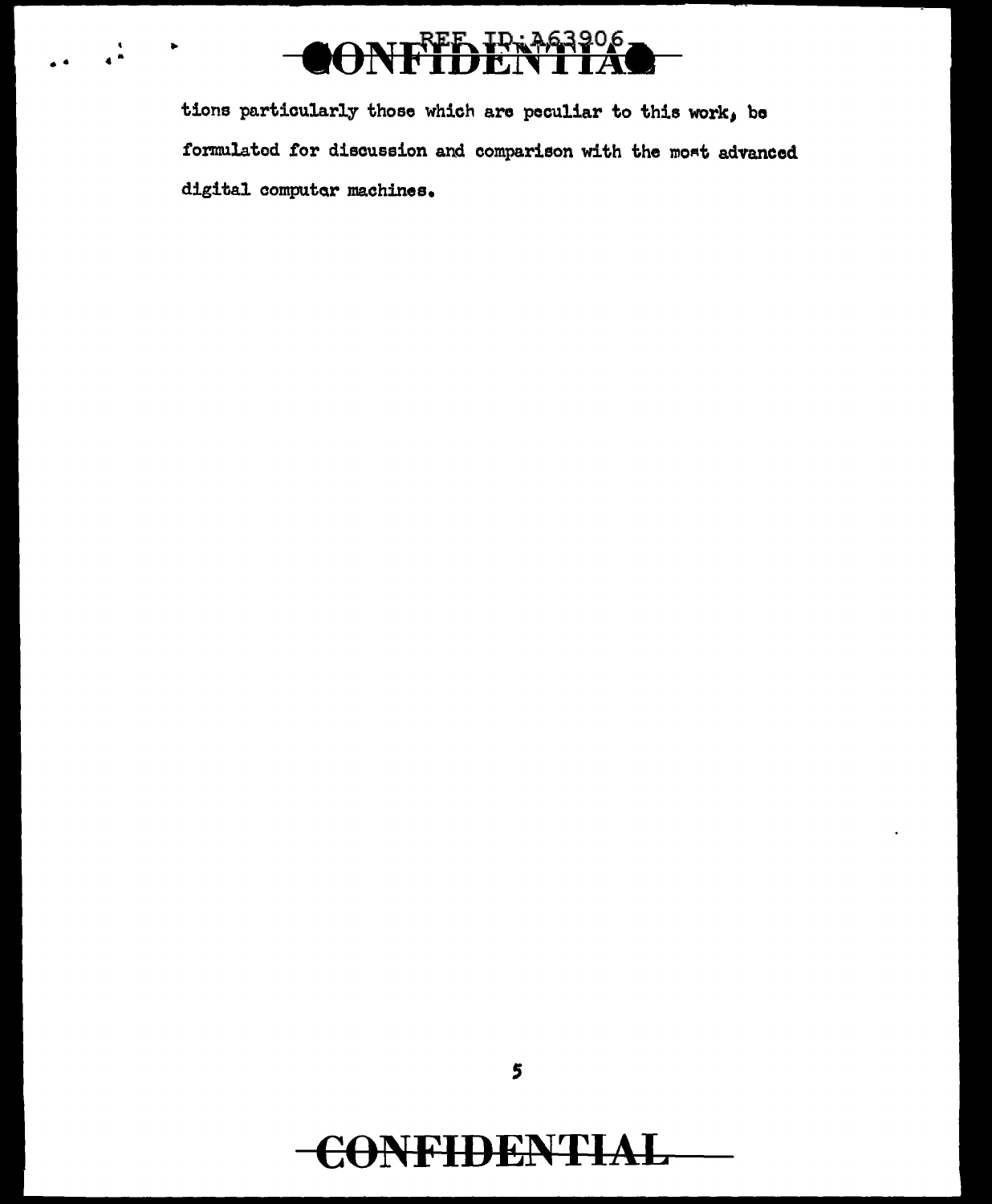tions particularly those which are peculiar to this work, be formulated for discussion and comparison with the most advanced digital computer machines.